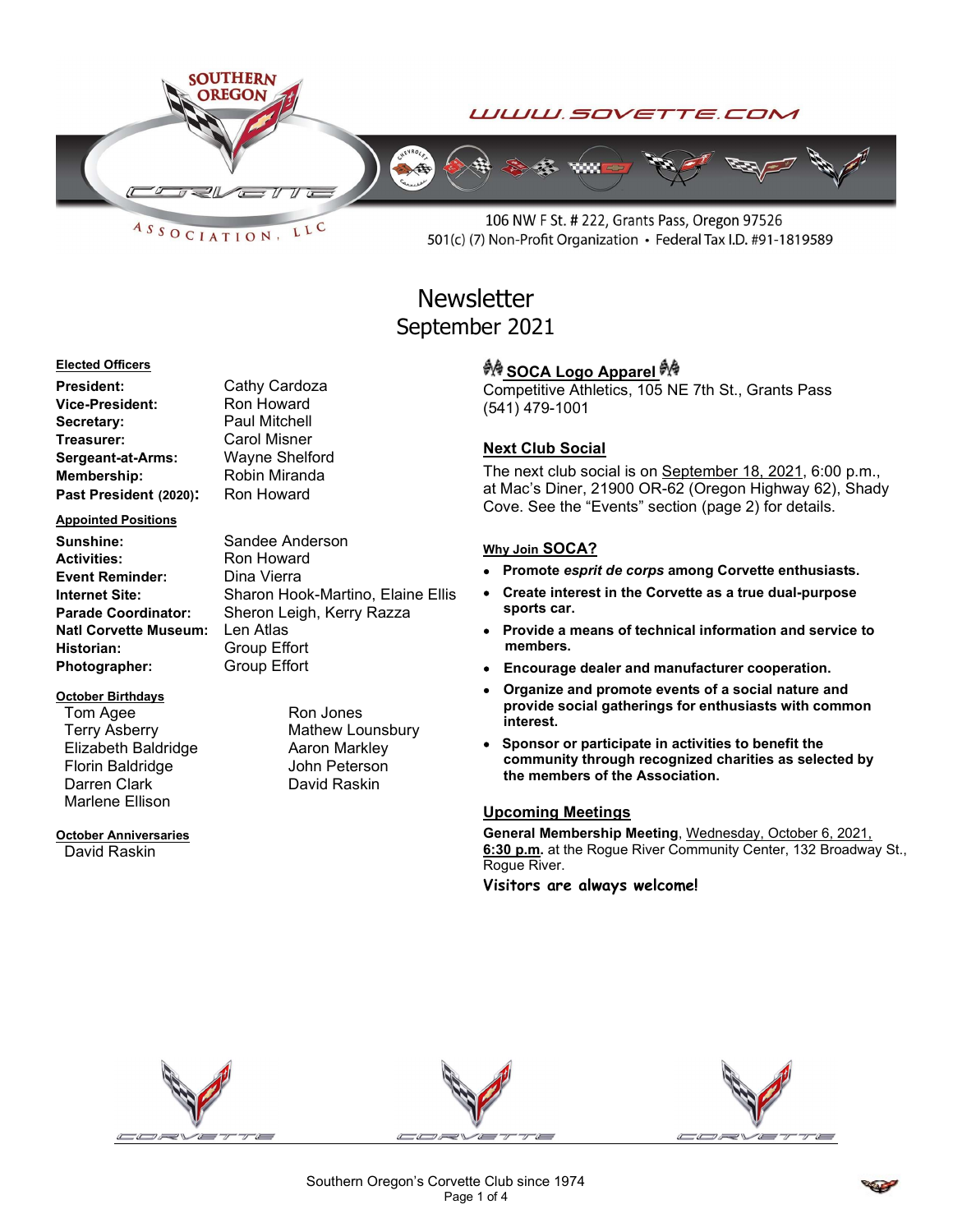SOUTHERN OREGON CORVETTE ASSOCIATION, LLC

WWW.SOVETTE.COM

106 NW F St. # 222, Grants Pass, Oregon 97526
501(c) (7) Non-Profit Organization • Federal Tax I.D. #91-1819589

# Newsletter
## September 2021

**Elected Officers**

| | |
|---|---|
| **President:** | Cathy Cardoza |
| **Vice-President:** | Ron Howard |
| **Secretary:** | Paul Mitchell |
| **Treasurer:** | Carol Misner |
| **Sergeant-at-Arms:** | Wayne Shelford |
| **Membership:** | Robin Miranda |
| **Past President (2020):** | Ron Howard |

**Appointed Positions**

| | |
|---|---|
| **Sunshine:** | Sandee Anderson |
| **Activities:** | Ron Howard |
| **Event Reminder:** | Dina Vierra |
| **Internet Site:** | Sharon Hook-Martino, Elaine Ellis |
| **Parade Coordinator:** | Sheron Leigh, Kerry Razza |
| **Natl Corvette Museum:** | Len Atlas |
| **Historian:** | Group Effort |
| **Photographer:** | Group Effort |

**October Birthdays**

Tom Agee
Terry Asberry
Elizabeth Baldridge
Florin Baldridge
Darren Clark
Marlene Ellison
Ron Jones
Mathew Lounsbury
Aaron Markley
John Peterson
David Raskin

**October Anniversaries**

David Raskin

### SOCA Logo Apparel

Competitive Athletics, 105 NE 7th St., Grants Pass
(541) 479-1001

### Next Club Social

The next club social is on September 18, 2021, 6:00 p.m., at Mac's Diner, 21900 OR-62 (Oregon Highway 62), Shady Cove. See the "Events" section (page 2) for details.

### Why Join SOCA?

- **Promote *esprit de corps* among Corvette enthusiasts.**
- **Create interest in the Corvette as a true dual-purpose sports car.**
- **Provide a means of technical information and service to members.**
- **Encourage dealer and manufacturer cooperation.**
- **Organize and promote events of a social nature and provide social gatherings for enthusiasts with common interest.**
- **Sponsor or participate in activities to benefit the community through recognized charities as selected by the members of the Association.**

### Upcoming Meetings

**General Membership Meeting**, Wednesday, October 6, 2021, **6:30 p.m.** at the Rogue River Community Center, 132 Broadway St., Rogue River.

**Visitors are always welcome!**

Southern Oregon's Corvette Club since 1974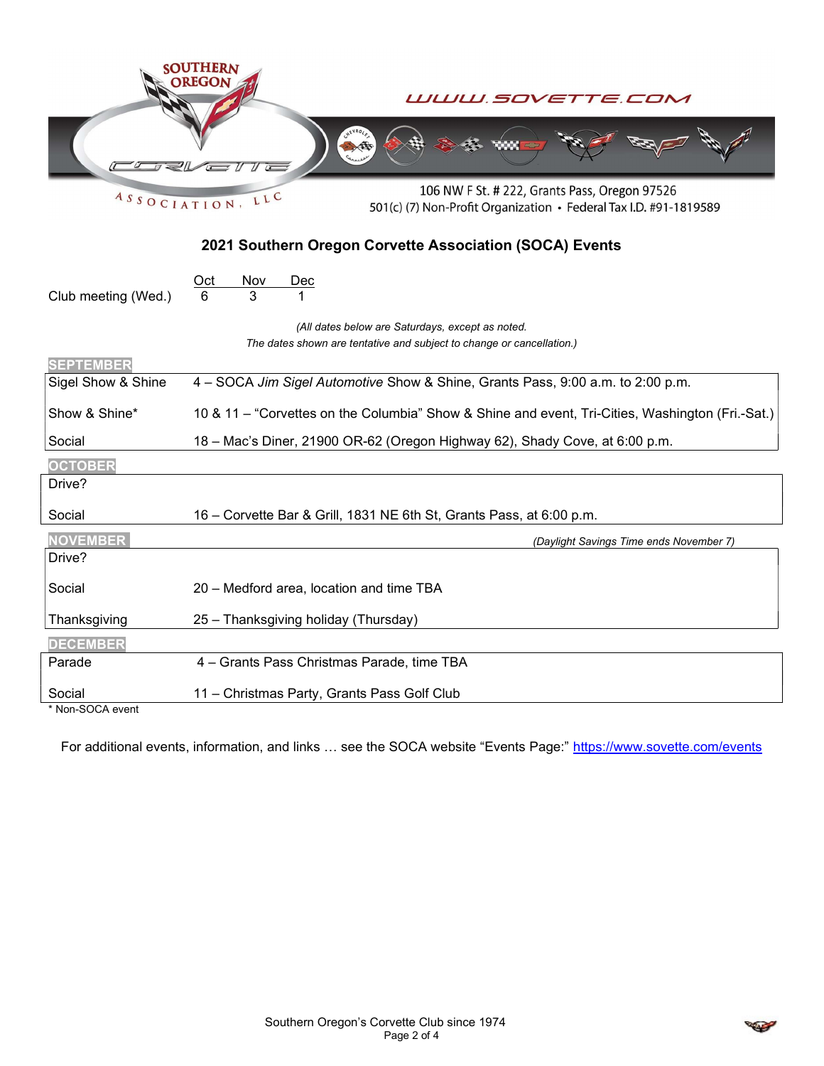SOUTHERN OREGON CORVETTE ASSOCIATION, LLC

WWW.SOVETTE.COM

106 NW F St. # 222, Grants Pass, Oregon 97526
501(c) (7) Non-Profit Organization • Federal Tax I.D. #91-1819589

## 2021 Southern Oregon Corvette Association (SOCA) Events

| | Oct | Nov | Dec |
|---|---|---|---|
| Club meeting (Wed.) | 6 | 3 | 1 |

*(All dates below are Saturdays, except as noted.*
*The dates shown are tentative and subject to change or cancellation.)*

**SEPTEMBER**

| | |
|---|---|
| Sigel Show & Shine | 4 – SOCA *Jim Sigel Automotive* Show & Shine, Grants Pass, 9:00 a.m. to 2:00 p.m. |
| Show & Shine* | 10 & 11 – "Corvettes on the Columbia" Show & Shine and event, Tri-Cities, Washington (Fri.-Sat.) |
| Social | 18 – Mac's Diner, 21900 OR-62 (Oregon Highway 62), Shady Cove, at 6:00 p.m. |

**OCTOBER**

| | |
|---|---|
| Drive? | |
| Social | 16 – Corvette Bar & Grill, 1831 NE 6th St, Grants Pass, at 6:00 p.m. |

**NOVEMBER** *(Daylight Savings Time ends November 7)*

| | |
|---|---|
| Drive? | |
| Social | 20 – Medford area, location and time TBA |
| Thanksgiving | 25 – Thanksgiving holiday (Thursday) |

**DECEMBER**

| | |
|---|---|
| Parade | 4 – Grants Pass Christmas Parade, time TBA |
| Social | 11 – Christmas Party, Grants Pass Golf Club |

* Non-SOCA event

For additional events, information, and links … see the SOCA website "Events Page:" https://www.sovette.com/events

Southern Oregon's Corvette Club since 1974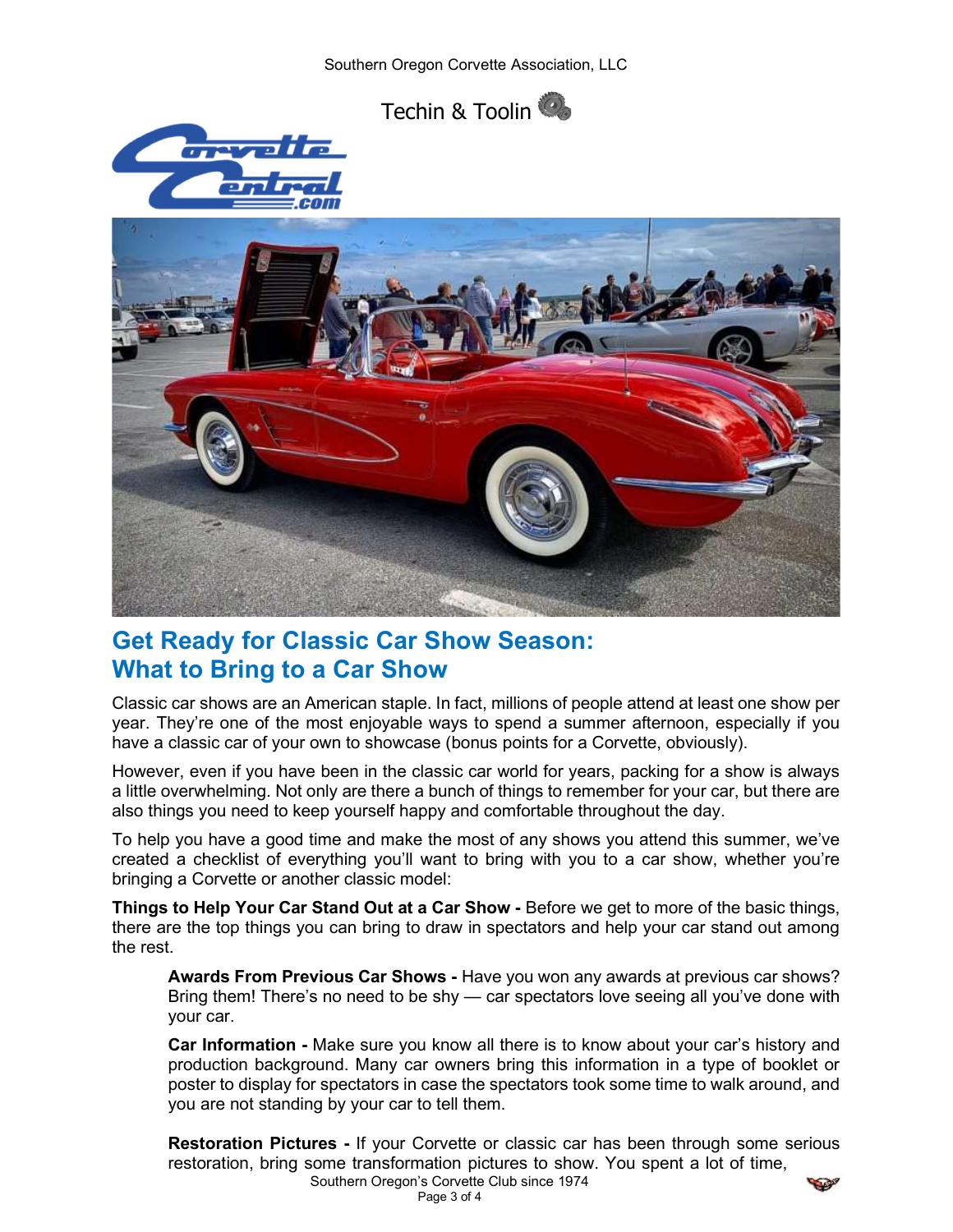Techin & Toolin

## Get Ready for Classic Car Show Season: What to Bring to a Car Show

Classic car shows are an American staple. In fact, millions of people attend at least one show per year. They're one of the most enjoyable ways to spend a summer afternoon, especially if you have a classic car of your own to showcase (bonus points for a Corvette, obviously).

However, even if you have been in the classic car world for years, packing for a show is always a little overwhelming. Not only are there a bunch of things to remember for your car, but there are also things you need to keep yourself happy and comfortable throughout the day.

To help you have a good time and make the most of any shows you attend this summer, we've created a checklist of everything you'll want to bring with you to a car show, whether you're bringing a Corvette or another classic model:

**Things to Help Your Car Stand Out at a Car Show -** Before we get to more of the basic things, there are the top things you can bring to draw in spectators and help your car stand out among the rest.

> **Awards From Previous Car Shows -** Have you won any awards at previous car shows? Bring them! There's no need to be shy — car spectators love seeing all you've done with your car.
>
> **Car Information -** Make sure you know all there is to know about your car's history and production background. Many car owners bring this information in a type of booklet or poster to display for spectators in case the spectators took some time to walk around, and you are not standing by your car to tell them.
>
> **Restoration Pictures -** If your Corvette or classic car has been through some serious restoration, bring some transformation pictures to show. You spent a lot of time,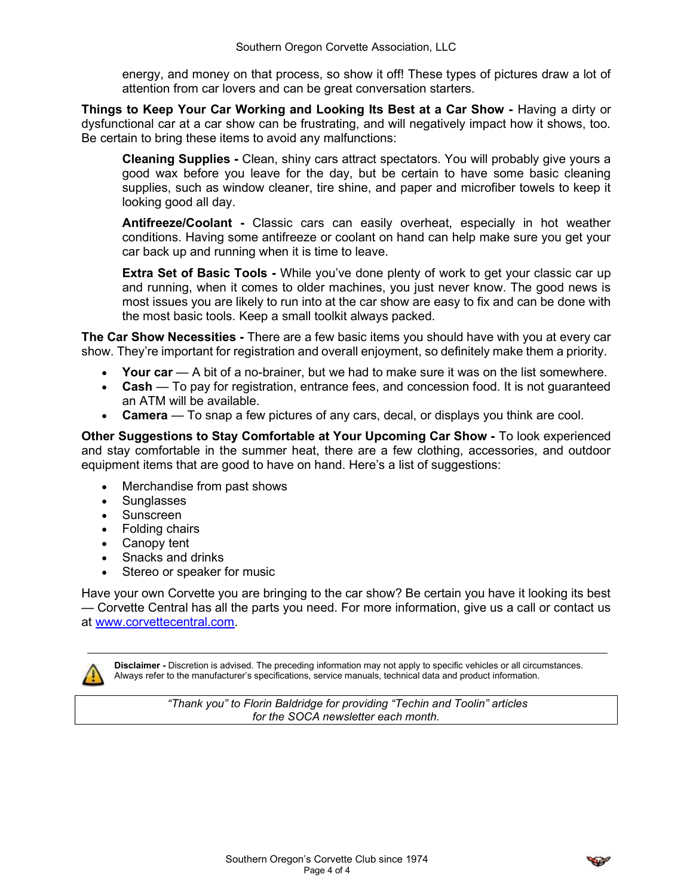energy, and money on that process, so show it off! These types of pictures draw a lot of attention from car lovers and can be great conversation starters.

**Things to Keep Your Car Working and Looking Its Best at a Car Show -** Having a dirty or dysfunctional car at a car show can be frustrating, and will negatively impact how it shows, too. Be certain to bring these items to avoid any malfunctions:

**Cleaning Supplies -** Clean, shiny cars attract spectators. You will probably give yours a good wax before you leave for the day, but be certain to have some basic cleaning supplies, such as window cleaner, tire shine, and paper and microfiber towels to keep it looking good all day.

**Antifreeze/Coolant -** Classic cars can easily overheat, especially in hot weather conditions. Having some antifreeze or coolant on hand can help make sure you get your car back up and running when it is time to leave.

**Extra Set of Basic Tools -** While you've done plenty of work to get your classic car up and running, when it comes to older machines, you just never know. The good news is most issues you are likely to run into at the car show are easy to fix and can be done with the most basic tools. Keep a small toolkit always packed.

**The Car Show Necessities -** There are a few basic items you should have with you at every car show. They're important for registration and overall enjoyment, so definitely make them a priority.

- **Your car** — A bit of a no-brainer, but we had to make sure it was on the list somewhere.
- **Cash** — To pay for registration, entrance fees, and concession food. It is not guaranteed an ATM will be available.
- **Camera** — To snap a few pictures of any cars, decal, or displays you think are cool.

**Other Suggestions to Stay Comfortable at Your Upcoming Car Show -** To look experienced and stay comfortable in the summer heat, there are a few clothing, accessories, and outdoor equipment items that are good to have on hand. Here's a list of suggestions:

- Merchandise from past shows
- Sunglasses
- Sunscreen
- Folding chairs
- Canopy tent
- Snacks and drinks
- Stereo or speaker for music

Have your own Corvette you are bringing to the car show? Be certain you have it looking its best — Corvette Central has all the parts you need. For more information, give us a call or contact us at [www.corvettecentral.com](http://www.corvettecentral.com).

---

**Disclaimer -** Discretion is advised. The preceding information may not apply to specific vehicles or all circumstances. Always refer to the manufacturer's specifications, service manuals, technical data and product information.

*"Thank you" to Florin Baldridge for providing "Techin and Toolin" articles for the SOCA newsletter each month.*